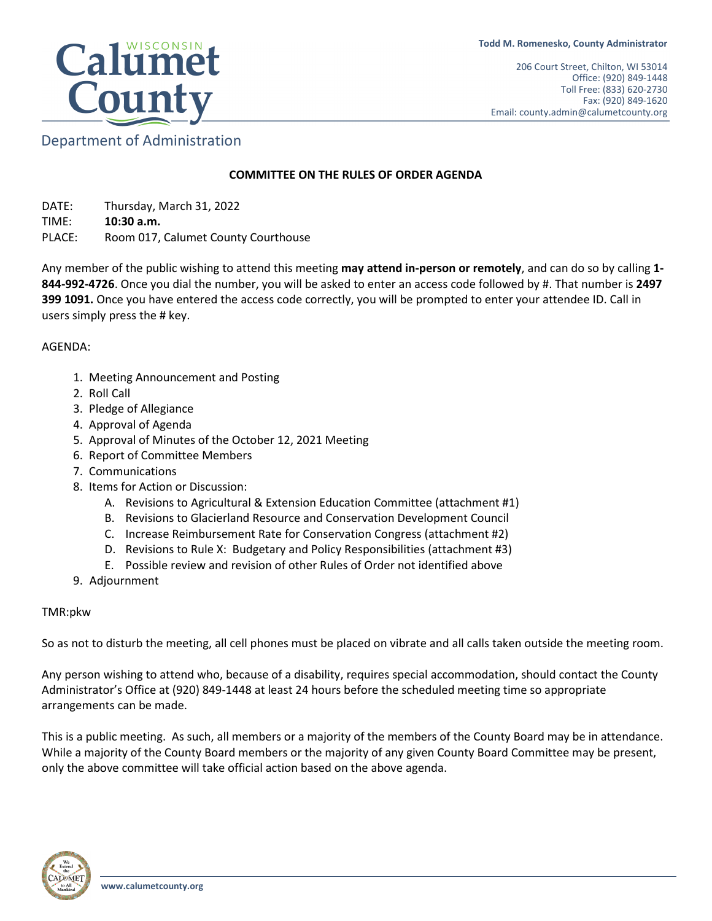# Calumet County

WISCONSIN

Department of Administration

**Todd M. Romenesko, County Administrator**

206 Court Street, Chilton, WI 53014
Office: (920) 849-1448
Toll Free: (833) 620-2730
Fax: (920) 849-1620
Email: county.admin@calumetcounty.org

## COMMITTEE ON THE RULES OF ORDER AGENDA

DATE: Thursday, March 31, 2022
TIME: **10:30 a.m.**
PLACE: Room 017, Calumet County Courthouse

Any member of the public wishing to attend this meeting **may attend in-person or remotely**, and can do so by calling **1-844-992-4726**. Once you dial the number, you will be asked to enter an access code followed by #. That number is **2497 399 1091.** Once you have entered the access code correctly, you will be prompted to enter your attendee ID. Call in users simply press the # key.

AGENDA:

1. Meeting Announcement and Posting
2. Roll Call
3. Pledge of Allegiance
4. Approval of Agenda
5. Approval of Minutes of the October 12, 2021 Meeting
6. Report of Committee Members
7. Communications
8. Items for Action or Discussion:
    A. Revisions to Agricultural & Extension Education Committee (attachment #1)
    B. Revisions to Glacierland Resource and Conservation Development Council
    C. Increase Reimbursement Rate for Conservation Congress (attachment #2)
    D. Revisions to Rule X: Budgetary and Policy Responsibilities (attachment #3)
    E. Possible review and revision of other Rules of Order not identified above
9. Adjournment

TMR:pkw

So as not to disturb the meeting, all cell phones must be placed on vibrate and all calls taken outside the meeting room.

Any person wishing to attend who, because of a disability, requires special accommodation, should contact the County Administrator's Office at (920) 849-1448 at least 24 hours before the scheduled meeting time so appropriate arrangements can be made.

This is a public meeting. As such, all members or a majority of the members of the County Board may be in attendance. While a majority of the County Board members or the majority of any given County Board Committee may be present, only the above committee will take official action based on the above agenda.

We Extend the CALUMET to All Mankind

**www.calumetcounty.org**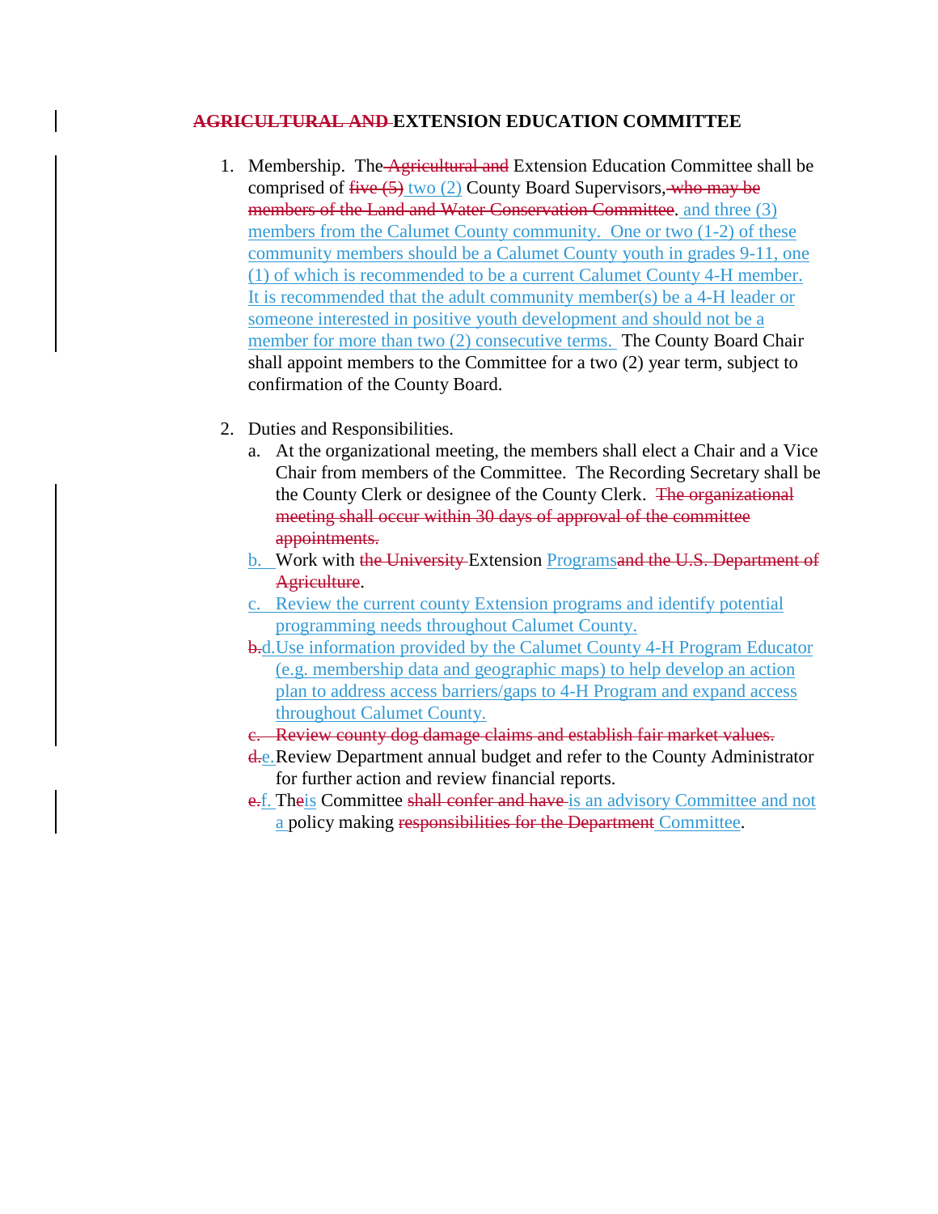## ~~AGRICULTURAL AND~~ EXTENSION EDUCATION COMMITTEE

1. Membership. The ~~Agricultural and~~ Extension Education Committee shall be comprised of ~~five (5)~~ two (2) County Board Supervisors, ~~who may be members of the Land and Water Conservation Committee~~. and three (3) members from the Calumet County community. One or two (1-2) of these community members should be a Calumet County youth in grades 9-11, one (1) of which is recommended to be a current Calumet County 4-H member. It is recommended that the adult community member(s) be a 4-H leader or someone interested in positive youth development and should not be a member for more than two (2) consecutive terms. The County Board Chair shall appoint members to the Committee for a two (2) year term, subject to confirmation of the County Board.

2. Duties and Responsibilities.
   a. At the organizational meeting, the members shall elect a Chair and a Vice Chair from members of the Committee. The Recording Secretary shall be the County Clerk or designee of the County Clerk. ~~The organizational meeting shall occur within 30 days of approval of the committee appointments.~~
   b. Work with ~~the University~~ Extension Programs ~~and the U.S. Department of Agriculture~~.
   c. Review the current county Extension programs and identify potential programming needs throughout Calumet County.
   ~~b.~~ d. Use information provided by the Calumet County 4-H Program Educator (e.g. membership data and geographic maps) to help develop an action plan to address access barriers/gaps to 4-H Program and expand access throughout Calumet County.
   ~~c. Review county dog damage claims and establish fair market values.~~
   ~~d.~~ e. Review Department annual budget and refer to the County Administrator for further action and review financial reports.
   ~~e.~~ f. The~~is~~ Committee ~~shall confer and have~~ is an advisory Committee and not a policy making ~~responsibilities for the Department~~ Committee.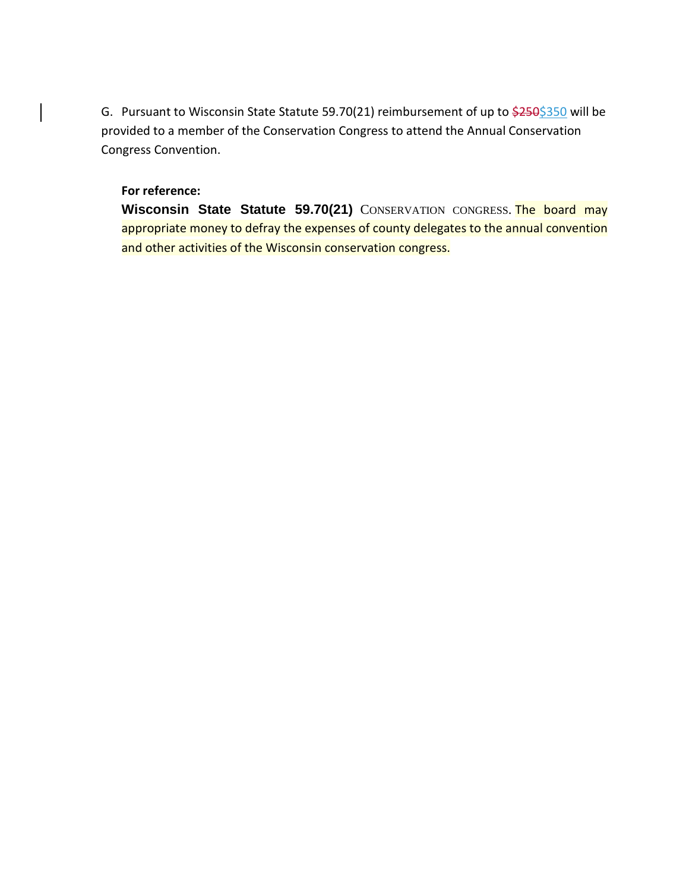G. Pursuant to Wisconsin State Statute 59.70(21) reimbursement of up to ~~$250~~$350 will be provided to a member of the Conservation Congress to attend the Annual Conservation Congress Convention.

**For reference:**

**Wisconsin State Statute 59.70(21)** CONSERVATION CONGRESS. The board may appropriate money to defray the expenses of county delegates to the annual convention and other activities of the Wisconsin conservation congress.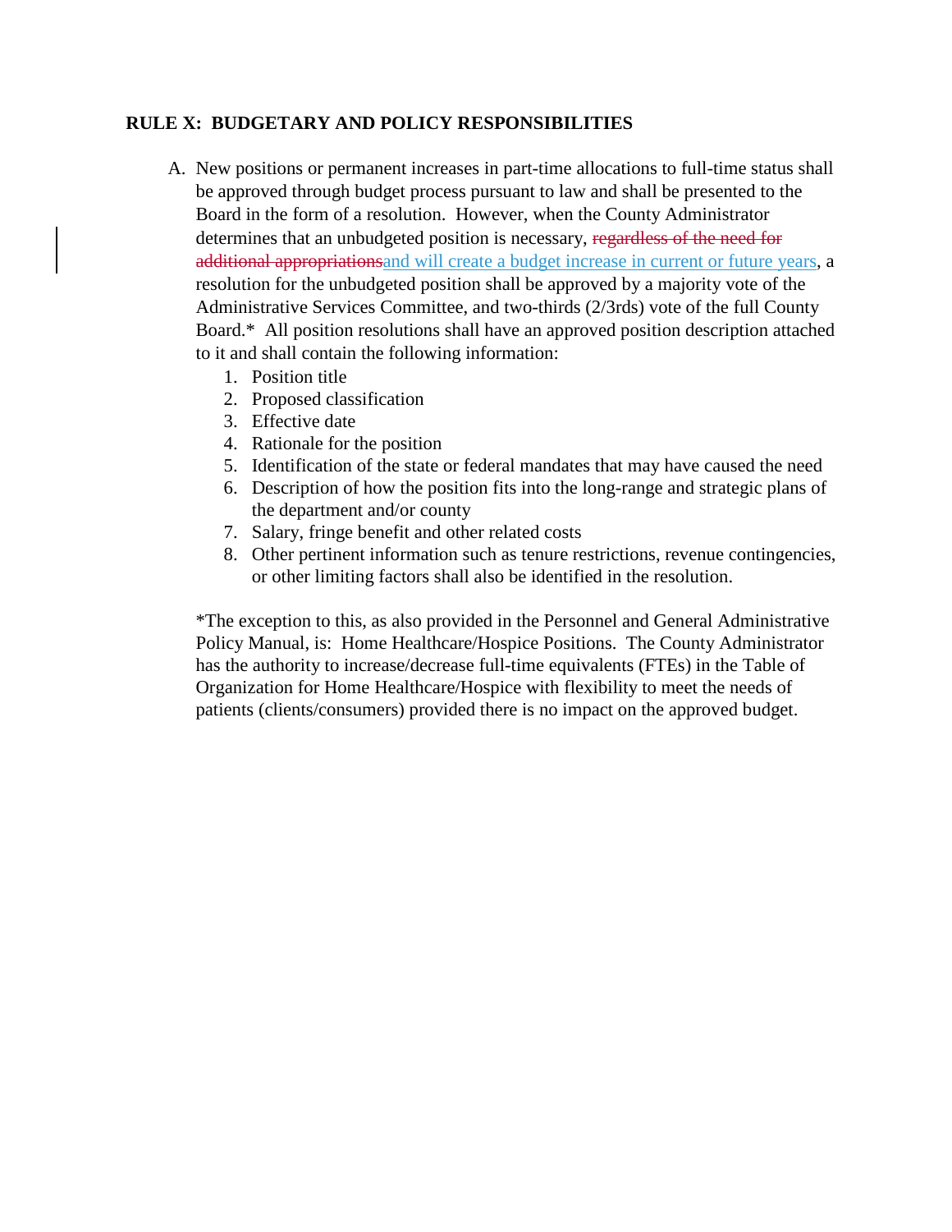**RULE X: BUDGETARY AND POLICY RESPONSIBILITIES**

A. New positions or permanent increases in part-time allocations to full-time status shall be approved through budget process pursuant to law and shall be presented to the Board in the form of a resolution. However, when the County Administrator determines that an unbudgeted position is necessary, ~~regardless of the need for additional appropriations~~<u>and will create a budget increase in current or future years</u>, a resolution for the unbudgeted position shall be approved by a majority vote of the Administrative Services Committee, and two-thirds (2/3rds) vote of the full County Board.* All position resolutions shall have an approved position description attached to it and shall contain the following information:

   1. Position title
   2. Proposed classification
   3. Effective date
   4. Rationale for the position
   5. Identification of the state or federal mandates that may have caused the need
   6. Description of how the position fits into the long-range and strategic plans of the department and/or county
   7. Salary, fringe benefit and other related costs
   8. Other pertinent information such as tenure restrictions, revenue contingencies, or other limiting factors shall also be identified in the resolution.

   *The exception to this, as also provided in the Personnel and General Administrative Policy Manual, is: Home Healthcare/Hospice Positions. The County Administrator has the authority to increase/decrease full-time equivalents (FTEs) in the Table of Organization for Home Healthcare/Hospice with flexibility to meet the needs of patients (clients/consumers) provided there is no impact on the approved budget.